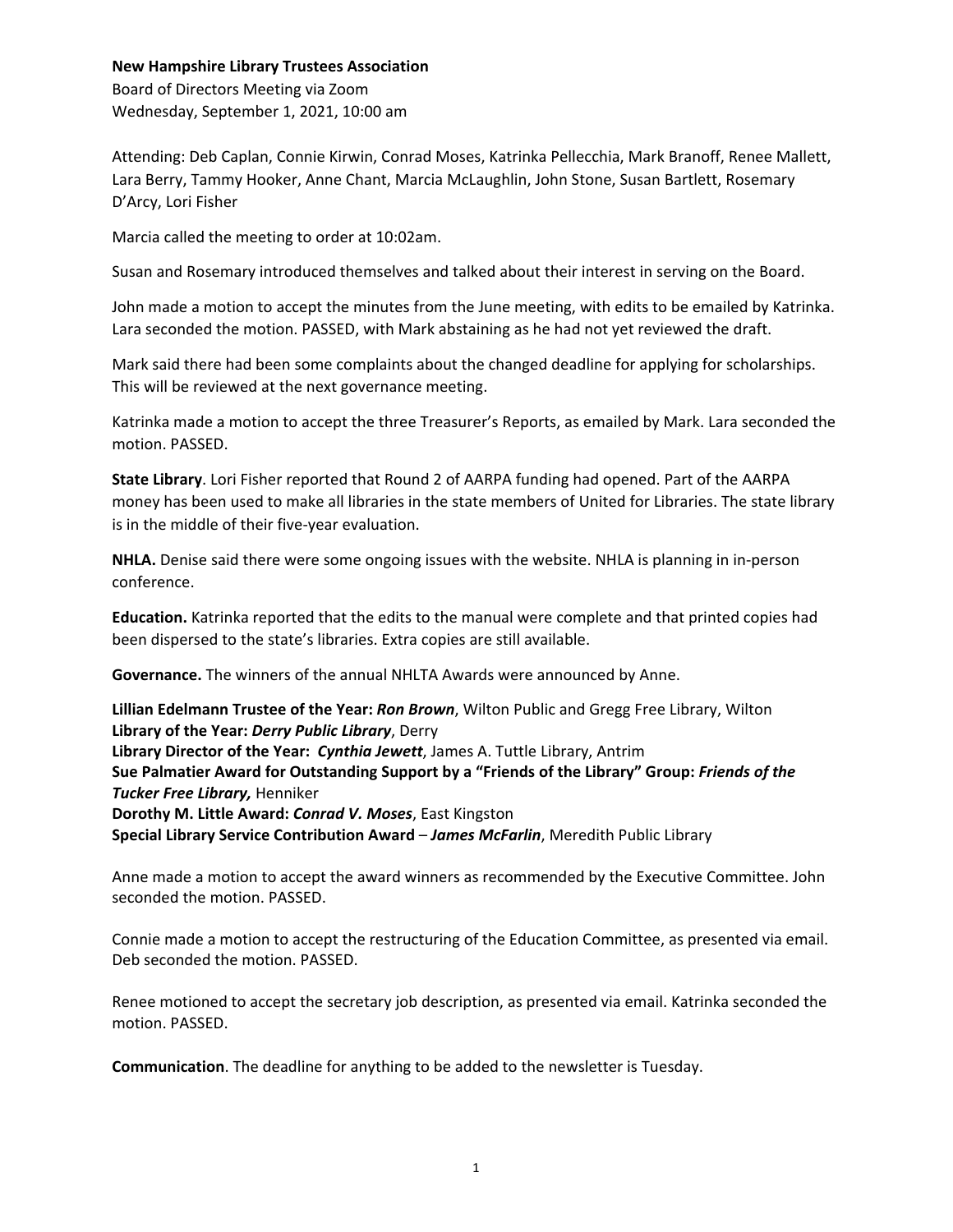**New Hampshire Library Trustees Association**
Board of Directors Meeting via Zoom
Wednesday, September 1, 2021, 10:00 am

Attending: Deb Caplan, Connie Kirwin, Conrad Moses, Katrinka Pellecchia, Mark Branoff, Renee Mallett, Lara Berry, Tammy Hooker, Anne Chant, Marcia McLaughlin, John Stone, Susan Bartlett, Rosemary D'Arcy, Lori Fisher

Marcia called the meeting to order at 10:02am.

Susan and Rosemary introduced themselves and talked about their interest in serving on the Board.

John made a motion to accept the minutes from the June meeting, with edits to be emailed by Katrinka. Lara seconded the motion. PASSED, with Mark abstaining as he had not yet reviewed the draft.

Mark said there had been some complaints about the changed deadline for applying for scholarships. This will be reviewed at the next governance meeting.

Katrinka made a motion to accept the three Treasurer's Reports, as emailed by Mark. Lara seconded the motion. PASSED.

**State Library**. Lori Fisher reported that Round 2 of AARPA funding had opened. Part of the AARPA money has been used to make all libraries in the state members of United for Libraries. The state library is in the middle of their five-year evaluation.

**NHLA.** Denise said there were some ongoing issues with the website. NHLA is planning in in-person conference.

**Education.** Katrinka reported that the edits to the manual were complete and that printed copies had been dispersed to the state's libraries. Extra copies are still available.

**Governance.** The winners of the annual NHLTA Awards were announced by Anne.

**Lillian Edelmann Trustee of the Year:** ***Ron Brown***, Wilton Public and Gregg Free Library, Wilton
**Library of the Year:** ***Derry Public Library***, Derry
**Library Director of the Year:** ***Cynthia Jewett***, James A. Tuttle Library, Antrim
**Sue Palmatier Award for Outstanding Support by a "Friends of the Library" Group:** ***Friends of the Tucker Free Library,*** Henniker
**Dorothy M. Little Award:** ***Conrad V. Moses***, East Kingston
**Special Library Service Contribution Award** – ***James McFarlin***, Meredith Public Library

Anne made a motion to accept the award winners as recommended by the Executive Committee. John seconded the motion. PASSED.

Connie made a motion to accept the restructuring of the Education Committee, as presented via email. Deb seconded the motion. PASSED.

Renee motioned to accept the secretary job description, as presented via email. Katrinka seconded the motion. PASSED.

**Communication**. The deadline for anything to be added to the newsletter is Tuesday.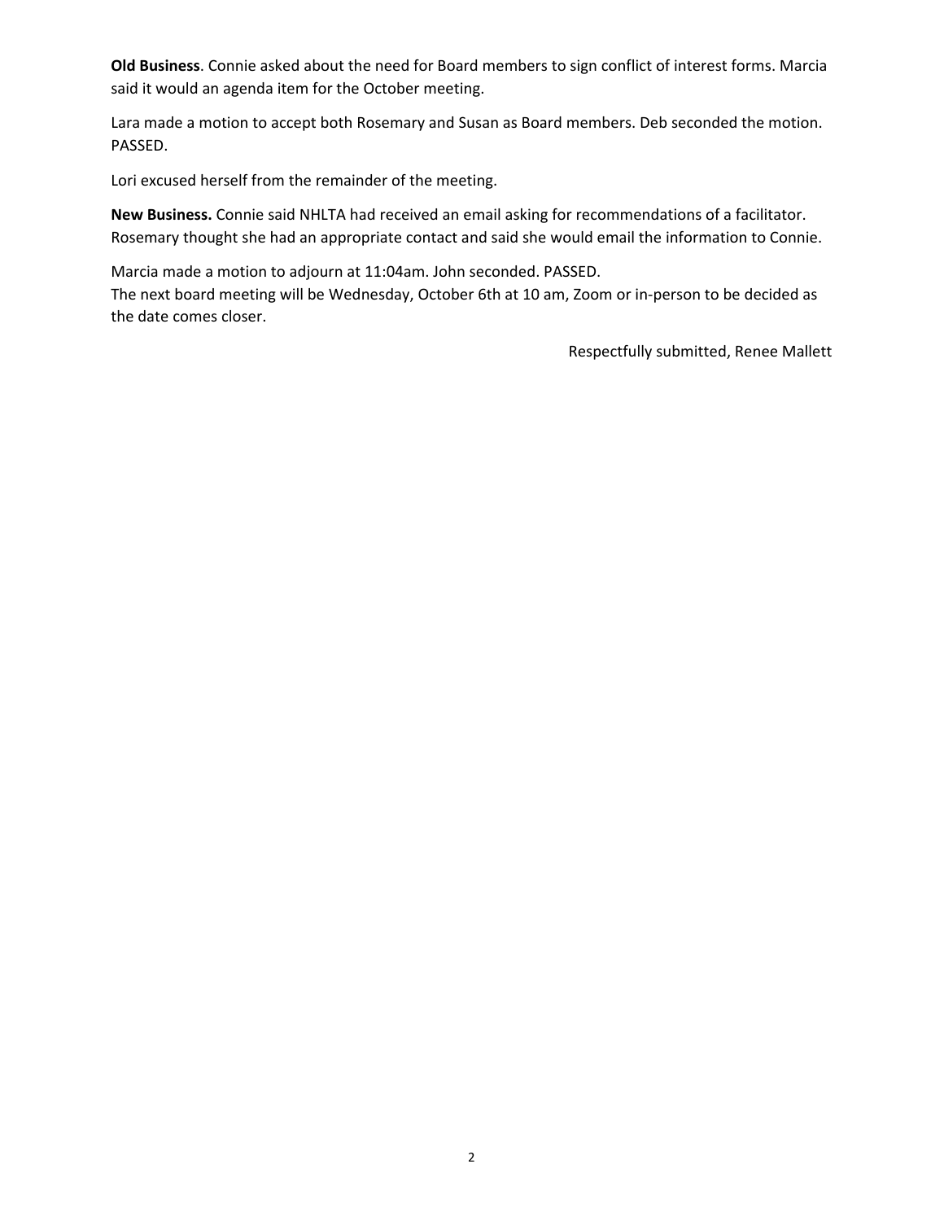**Old Business**. Connie asked about the need for Board members to sign conflict of interest forms. Marcia said it would an agenda item for the October meeting.

Lara made a motion to accept both Rosemary and Susan as Board members. Deb seconded the motion. PASSED.

Lori excused herself from the remainder of the meeting.

**New Business.** Connie said NHLTA had received an email asking for recommendations of a facilitator. Rosemary thought she had an appropriate contact and said she would email the information to Connie.

Marcia made a motion to adjourn at 11:04am. John seconded. PASSED.
The next board meeting will be Wednesday, October 6th at 10 am, Zoom or in-person to be decided as the date comes closer.

Respectfully submitted, Renee Mallett